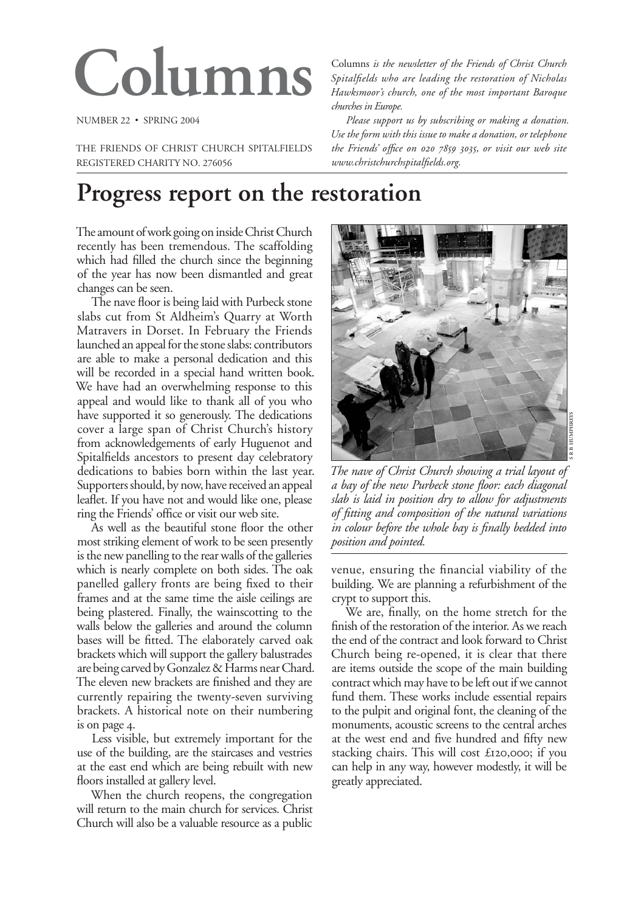# Columns

NUMBER 22 • SPRING 2004

THE FRIENDS OF CHRIST CHURCH SPITALFIELDS
REGISTERED CHARITY NO. 276056

Columns *is the newsletter of the Friends of Christ Church Spitalfields who are leading the restoration of Nicholas Hawksmoor's church, one of the most important Baroque churches in Europe.*

*Please support us by subscribing or making a donation. Use the form with this issue to make a donation, or telephone the Friends' office on 020 7859 3035, or visit our web site www.christchurchspitalfields.org.*

## Progress report on the restoration

The amount of work going on inside Christ Church recently has been tremendous. The scaffolding which had filled the church since the beginning of the year has now been dismantled and great changes can be seen.

The nave floor is being laid with Purbeck stone slabs cut from St Aldheim's Quarry at Worth Matravers in Dorset. In February the Friends launched an appeal for the stone slabs: contributors are able to make a personal dedication and this will be recorded in a special hand written book. We have had an overwhelming response to this appeal and would like to thank all of you who have supported it so generously. The dedications cover a large span of Christ Church's history from acknowledgements of early Huguenot and Spitalfields ancestors to present day celebratory dedications to babies born within the last year. Supporters should, by now, have received an appeal leaflet. If you have not and would like one, please ring the Friends' office or visit our web site.

As well as the beautiful stone floor the other most striking element of work to be seen presently is the new panelling to the rear walls of the galleries which is nearly complete on both sides. The oak panelled gallery fronts are being fixed to their frames and at the same time the aisle ceilings are being plastered. Finally, the wainscotting to the walls below the galleries and around the column bases will be fitted. The elaborately carved oak brackets which will support the gallery balustrades are being carved by Gonzalez & Harms near Chard. The eleven new brackets are finished and they are currently repairing the twenty-seven surviving brackets. A historical note on their numbering is on page 4.

Less visible, but extremely important for the use of the building, are the staircases and vestries at the east end which are being rebuilt with new floors installed at gallery level.

When the church reopens, the congregation will return to the main church for services. Christ Church will also be a valuable resource as a public venue, ensuring the financial viability of the building. We are planning a refurbishment of the crypt to support this.

We are, finally, on the home stretch for the finish of the restoration of the interior. As we reach the end of the contract and look forward to Christ Church being re-opened, it is clear that there are items outside the scope of the main building contract which may have to be left out if we cannot fund them. These works include essential repairs to the pulpit and original font, the cleaning of the monuments, acoustic screens to the central arches at the west end and five hundred and fifty new stacking chairs. This will cost £120,000; if you can help in any way, however modestly, it will be greatly appreciated.

S R B HUMPHREYS

*The nave of Christ Church showing a trial layout of a bay of the new Purbeck stone floor: each diagonal slab is laid in position dry to allow for adjustments of fitting and composition of the natural variations in colour before the whole bay is finally bedded into position and pointed.*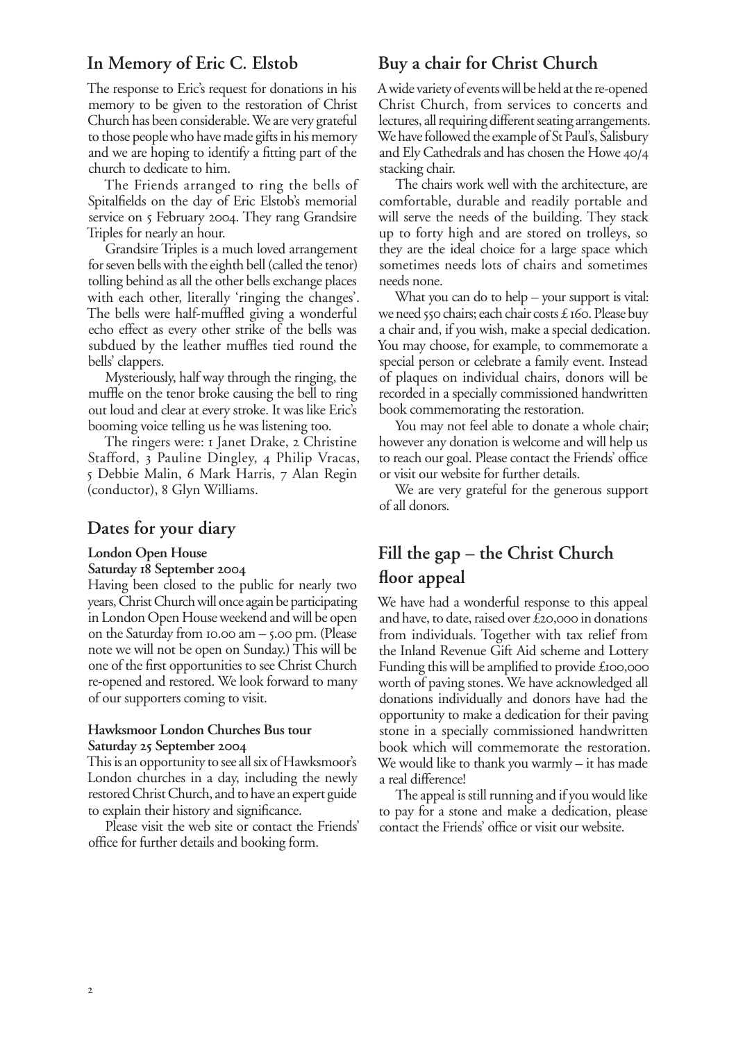## In Memory of Eric C. Elstob

The response to Eric's request for donations in his memory to be given to the restoration of Christ Church has been considerable. We are very grateful to those people who have made gifts in his memory and we are hoping to identify a fitting part of the church to dedicate to him.

The Friends arranged to ring the bells of Spitalfields on the day of Eric Elstob's memorial service on 5 February 2004. They rang Grandsire Triples for nearly an hour.

Grandsire Triples is a much loved arrangement for seven bells with the eighth bell (called the tenor) tolling behind as all the other bells exchange places with each other, literally 'ringing the changes'. The bells were half-muffled giving a wonderful echo effect as every other strike of the bells was subdued by the leather muffles tied round the bells' clappers.

Mysteriously, half way through the ringing, the muffle on the tenor broke causing the bell to ring out loud and clear at every stroke. It was like Eric's booming voice telling us he was listening too.

The ringers were: 1 Janet Drake, 2 Christine Stafford, 3 Pauline Dingley, 4 Philip Vracas, 5 Debbie Malin, 6 Mark Harris, 7 Alan Regin (conductor), 8 Glyn Williams.

## Dates for your diary

**London Open House**
**Saturday 18 September 2004**

Having been closed to the public for nearly two years, Christ Church will once again be participating in London Open House weekend and will be open on the Saturday from 10.00 am – 5.00 pm. (Please note we will not be open on Sunday.) This will be one of the first opportunities to see Christ Church re-opened and restored. We look forward to many of our supporters coming to visit.

**Hawksmoor London Churches Bus tour**
**Saturday 25 September 2004**

This is an opportunity to see all six of Hawksmoor's London churches in a day, including the newly restored Christ Church, and to have an expert guide to explain their history and significance.

Please visit the web site or contact the Friends' office for further details and booking form.

## Buy a chair for Christ Church

A wide variety of events will be held at the re-opened Christ Church, from services to concerts and lectures, all requiring different seating arrangements. We have followed the example of St Paul's, Salisbury and Ely Cathedrals and has chosen the Howe 40/4 stacking chair.

The chairs work well with the architecture, are comfortable, durable and readily portable and will serve the needs of the building. They stack up to forty high and are stored on trolleys, so they are the ideal choice for a large space which sometimes needs lots of chairs and sometimes needs none.

What you can do to help – your support is vital: we need 550 chairs; each chair costs £160. Please buy a chair and, if you wish, make a special dedication. You may choose, for example, to commemorate a special person or celebrate a family event. Instead of plaques on individual chairs, donors will be recorded in a specially commissioned handwritten book commemorating the restoration.

You may not feel able to donate a whole chair; however any donation is welcome and will help us to reach our goal. Please contact the Friends' office or visit our website for further details.

We are very grateful for the generous support of all donors.

## Fill the gap – the Christ Church floor appeal

We have had a wonderful response to this appeal and have, to date, raised over £20,000 in donations from individuals. Together with tax relief from the Inland Revenue Gift Aid scheme and Lottery Funding this will be amplified to provide £100,000 worth of paving stones. We have acknowledged all donations individually and donors have had the opportunity to make a dedication for their paving stone in a specially commissioned handwritten book which will commemorate the restoration. We would like to thank you warmly – it has made a real difference!

The appeal is still running and if you would like to pay for a stone and make a dedication, please contact the Friends' office or visit our website.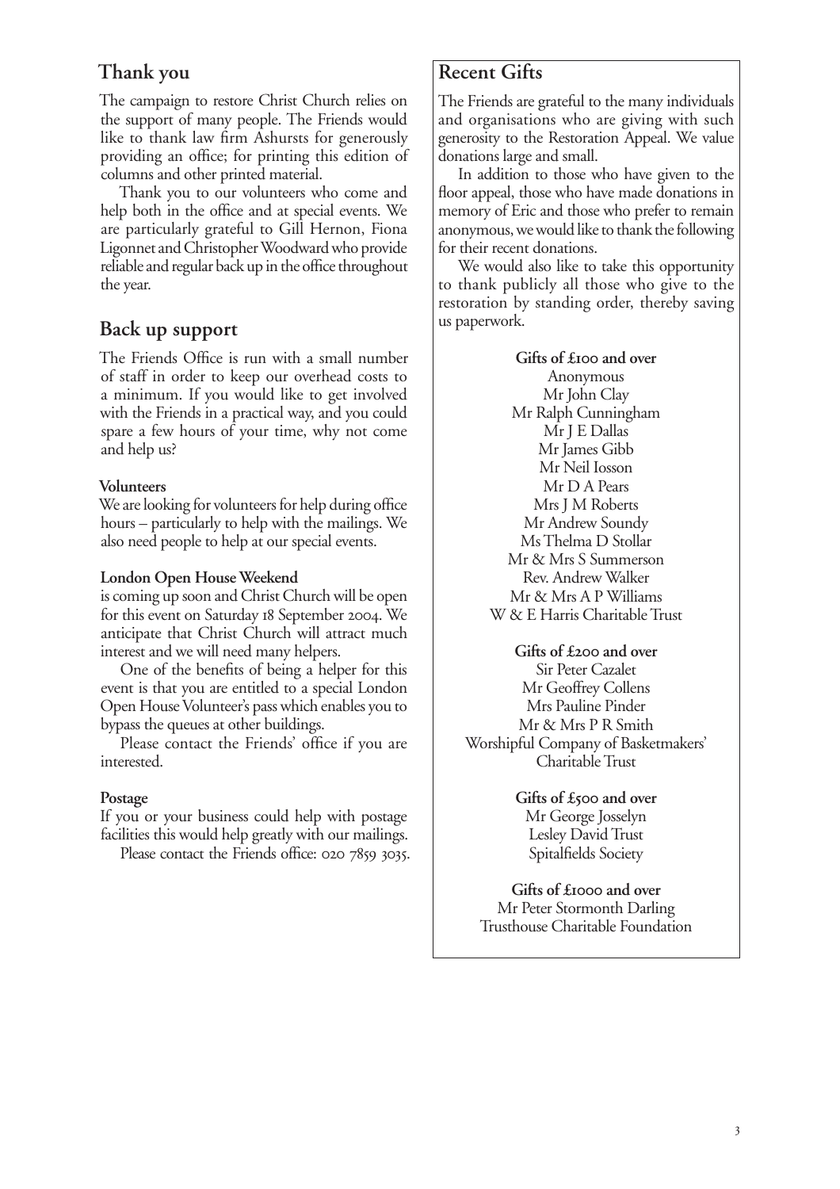## Thank you

The campaign to restore Christ Church relies on the support of many people. The Friends would like to thank law firm Ashursts for generously providing an office; for printing this edition of columns and other printed material.

Thank you to our volunteers who come and help both in the office and at special events. We are particularly grateful to Gill Hernon, Fiona Ligonnet and Christopher Woodward who provide reliable and regular back up in the office throughout the year.

## Back up support

The Friends Office is run with a small number of staff in order to keep our overhead costs to a minimum. If you would like to get involved with the Friends in a practical way, and you could spare a few hours of your time, why not come and help us?

**Volunteers**

We are looking for volunteers for help during office hours – particularly to help with the mailings. We also need people to help at our special events.

**London Open House Weekend**

is coming up soon and Christ Church will be open for this event on Saturday 18 September 2004. We anticipate that Christ Church will attract much interest and we will need many helpers.

One of the benefits of being a helper for this event is that you are entitled to a special London Open House Volunteer's pass which enables you to bypass the queues at other buildings.

Please contact the Friends' office if you are interested.

**Postage**

If you or your business could help with postage facilities this would help greatly with our mailings.

Please contact the Friends office: 020 7859 3035.

## Recent Gifts

The Friends are grateful to the many individuals and organisations who are giving with such generosity to the Restoration Appeal. We value donations large and small.

In addition to those who have given to the floor appeal, those who have made donations in memory of Eric and those who prefer to remain anonymous, we would like to thank the following for their recent donations.

We would also like to take this opportunity to thank publicly all those who give to the restoration by standing order, thereby saving us paperwork.

**Gifts of £100 and over**

Anonymous
Mr John Clay
Mr Ralph Cunningham
Mr J E Dallas
Mr James Gibb
Mr Neil Iosson
Mr D A Pears
Mrs J M Roberts
Mr Andrew Soundy
Ms Thelma D Stollar
Mr & Mrs S Summerson
Rev. Andrew Walker
Mr & Mrs A P Williams
W & E Harris Charitable Trust

**Gifts of £200 and over**

Sir Peter Cazalet
Mr Geoffrey Collens
Mrs Pauline Pinder
Mr & Mrs P R Smith
Worshipful Company of Basketmakers' Charitable Trust

**Gifts of £500 and over**

Mr George Josselyn
Lesley David Trust
Spitalfields Society

**Gifts of £1000 and over**

Mr Peter Stormonth Darling
Trusthouse Charitable Foundation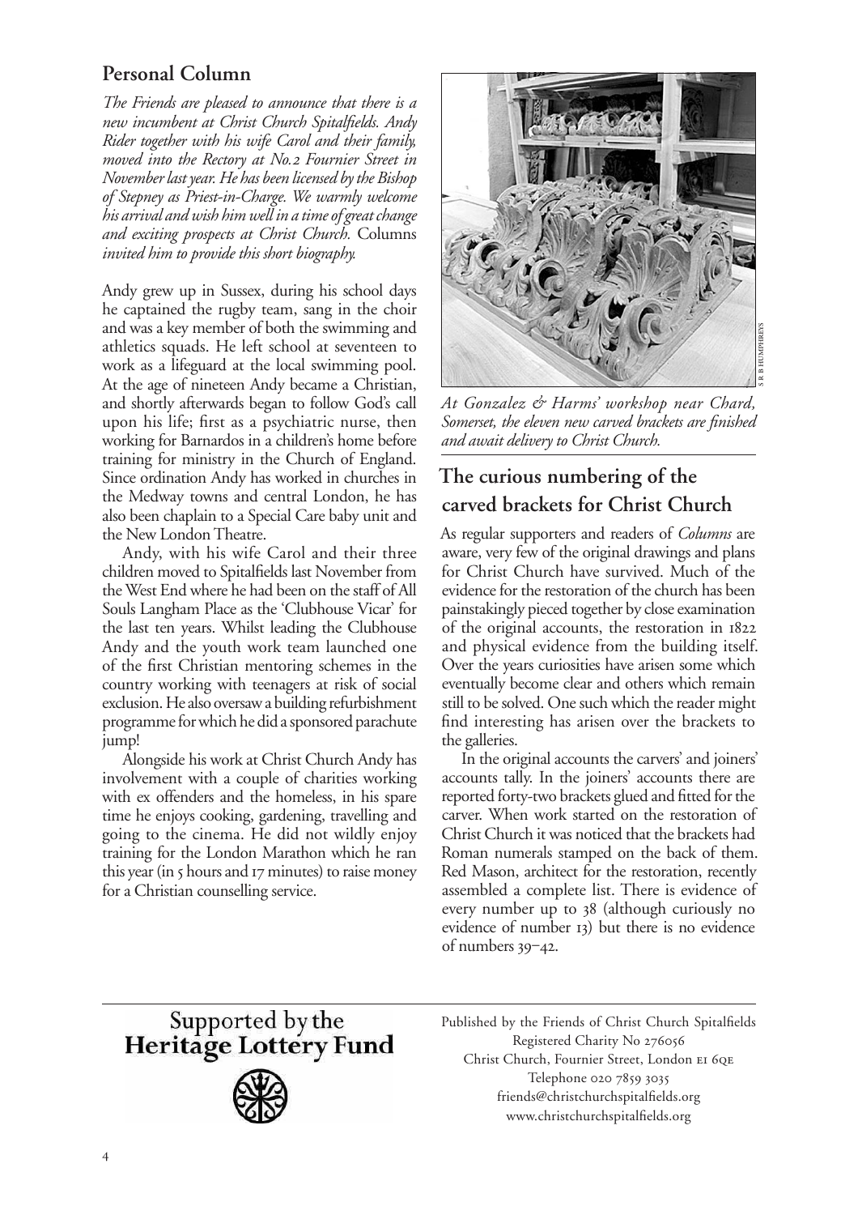## Personal Column

*The Friends are pleased to announce that there is a new incumbent at Christ Church Spitalfields. Andy Rider together with his wife Carol and their family, moved into the Rectory at No.2 Fournier Street in November last year. He has been licensed by the Bishop of Stepney as Priest-in-Charge. We warmly welcome his arrival and wish him well in a time of great change and exciting prospects at Christ Church.* Columns *invited him to provide this short biography.*

Andy grew up in Sussex, during his school days he captained the rugby team, sang in the choir and was a key member of both the swimming and athletics squads. He left school at seventeen to work as a lifeguard at the local swimming pool. At the age of nineteen Andy became a Christian, and shortly afterwards began to follow God's call upon his life; first as a psychiatric nurse, then working for Barnardos in a children's home before training for ministry in the Church of England. Since ordination Andy has worked in churches in the Medway towns and central London, he has also been chaplain to a Special Care baby unit and the New London Theatre.

Andy, with his wife Carol and their three children moved to Spitalfields last November from the West End where he had been on the staff of All Souls Langham Place as the 'Clubhouse Vicar' for the last ten years. Whilst leading the Clubhouse Andy and the youth work team launched one of the first Christian mentoring schemes in the country working with teenagers at risk of social exclusion. He also oversaw a building refurbishment programme for which he did a sponsored parachute jump!

Alongside his work at Christ Church Andy has involvement with a couple of charities working with ex offenders and the homeless, in his spare time he enjoys cooking, gardening, travelling and going to the cinema. He did not wildly enjoy training for the London Marathon which he ran this year (in 5 hours and 17 minutes) to raise money for a Christian counselling service.

S R B HUMPHREYS

*At Gonzalez & Harms' workshop near Chard, Somerset, the eleven new carved brackets are finished and await delivery to Christ Church.*

## The curious numbering of the carved brackets for Christ Church

As regular supporters and readers of *Columns* are aware, very few of the original drawings and plans for Christ Church have survived. Much of the evidence for the restoration of the church has been painstakingly pieced together by close examination of the original accounts, the restoration in 1822 and physical evidence from the building itself. Over the years curiosities have arisen some which eventually become clear and others which remain still to be solved. One such which the reader might find interesting has arisen over the brackets to the galleries.

In the original accounts the carvers' and joiners' accounts tally. In the joiners' accounts there are reported forty-two brackets glued and fitted for the carver. When work started on the restoration of Christ Church it was noticed that the brackets had Roman numerals stamped on the back of them. Red Mason, architect for the restoration, recently assembled a complete list. There is evidence of every number up to 38 (although curiously no evidence of number 13) but there is no evidence of numbers 39–42.

Supported by the
**Heritage Lottery Fund**

Published by the Friends of Christ Church Spitalfields
Registered Charity No 276056
Christ Church, Fournier Street, London E1 6QE
Telephone 020 7859 3035
friends@christchurchspitalfields.org
www.christchurchspitalfields.org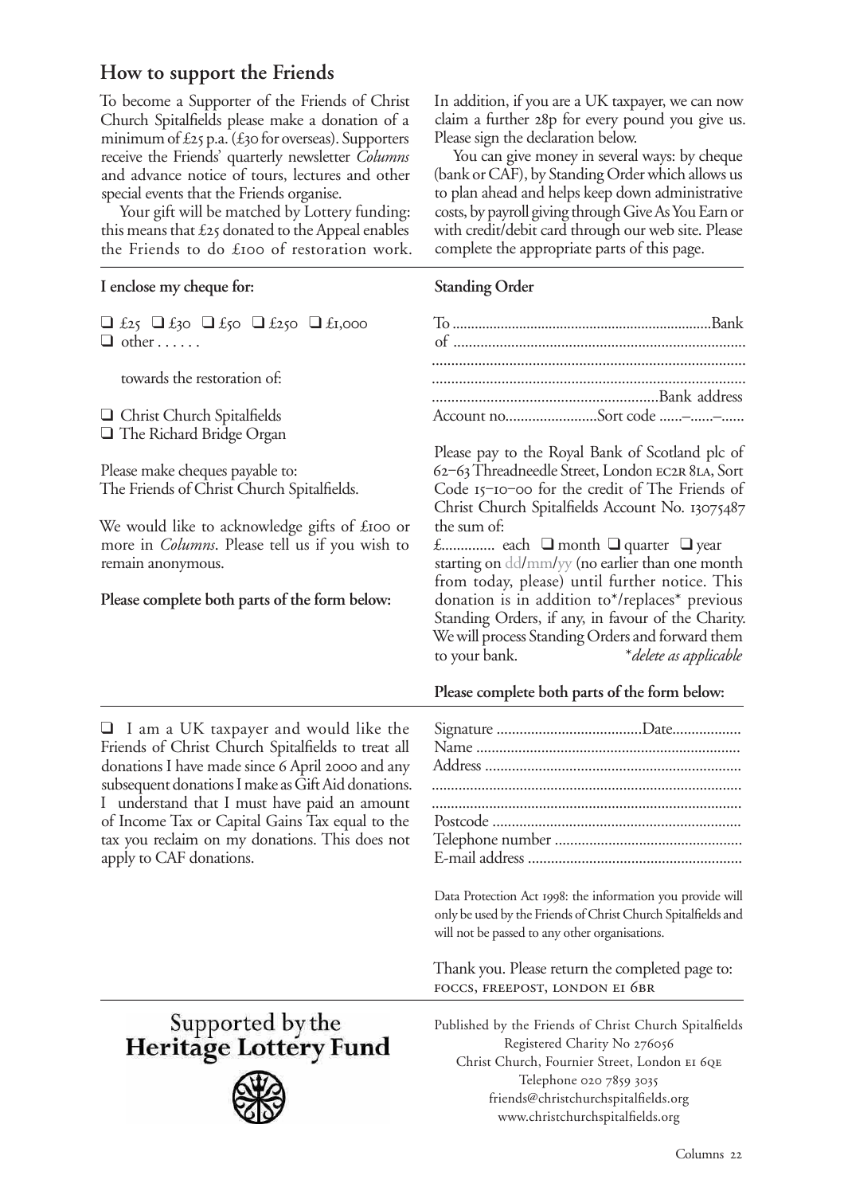## How to support the Friends

To become a Supporter of the Friends of Christ Church Spitalfields please make a donation of a minimum of £25 p.a. (£30 for overseas). Supporters receive the Friends' quarterly newsletter *Columns* and advance notice of tours, lectures and other special events that the Friends organise.

Your gift will be matched by Lottery funding: this means that £25 donated to the Appeal enables the Friends to do £100 of restoration work.

In addition, if you are a UK taxpayer, we can now claim a further 28p for every pound you give us. Please sign the declaration below.

You can give money in several ways: by cheque (bank or CAF), by Standing Order which allows us to plan ahead and helps keep down administrative costs, by payroll giving through Give As You Earn or with credit/debit card through our web site. Please complete the appropriate parts of this page.

---

**I enclose my cheque for:**

❑ £25 ❑ £30 ❑ £50 ❑ £250 ❑ £1,000
❑ other . . . . . .

towards the restoration of:

❑ Christ Church Spitalfields
❑ The Richard Bridge Organ

Please make cheques payable to:
The Friends of Christ Church Spitalfields.

We would like to acknowledge gifts of £100 or more in *Columns*. Please tell us if you wish to remain anonymous.

**Please complete both parts of the form below:**

**Standing Order**

To ....................................................................Bank
of ...........................................................................
...............................................................................
...............................................................................
.........................................................Bank address
Account no........................Sort code ......–......–......

Please pay to the Royal Bank of Scotland plc of 62–63 Threadneedle Street, London EC2R 8LA, Sort Code 15–10–00 for the credit of The Friends of Christ Church Spitalfields Account No. 13075487 the sum of:

£.............. each ❑ month ❑ quarter ❑ year
starting on dd/mm/yy (no earlier than one month from today, please) until further notice. This donation is in addition to*/replaces* previous Standing Orders, if any, in favour of the Charity. We will process Standing Orders and forward them to your bank. **delete as applicable*

**Please complete both parts of the form below:**

---

❑ I am a UK taxpayer and would like the Friends of Christ Church Spitalfields to treat all donations I have made since 6 April 2000 and any subsequent donations I make as Gift Aid donations. I understand that I must have paid an amount of Income Tax or Capital Gains Tax equal to the tax you reclaim on my donations. This does not apply to CAF donations.

Signature ......................................Date..................
Name ....................................................................
Address ..................................................................
...............................................................................
...............................................................................
Postcode ................................................................
Telephone number ................................................
E-mail address .......................................................

Data Protection Act 1998: the information you provide will only be used by the Friends of Christ Church Spitalfields and will not be passed to any other organisations.

Thank you. Please return the completed page to:
FOCCS, FREEPOST, LONDON E1 6BR

---

Supported by the
**Heritage Lottery Fund**

Published by the Friends of Christ Church Spitalfields
Registered Charity No 276056
Christ Church, Fournier Street, London E1 6QE
Telephone 020 7859 3035
friends@christchurchspitalfields.org
www.christchurchspitalfields.org